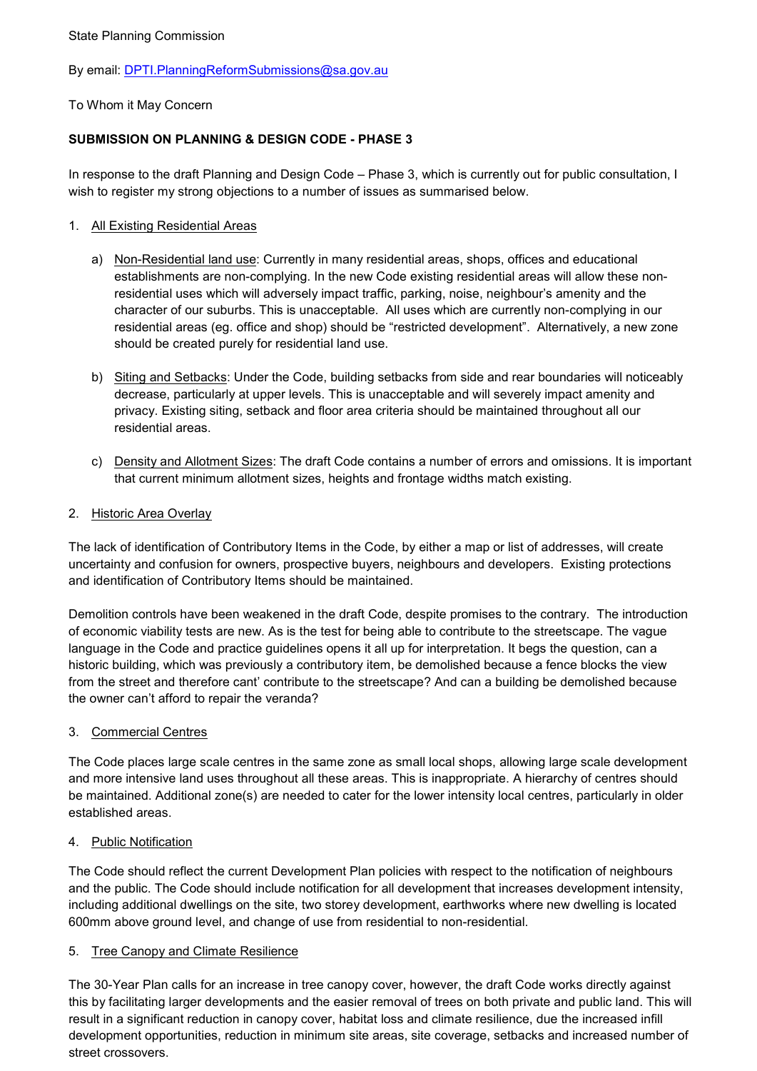State Planning Commission

By email: [DPTI.PlanningReformSubmissions@sa.gov.au](mailto:DPTI.PlanningReformSubmissions@sa.gov.au)

To Whom it May Concern

**SUBMISSION ON PLANNING & DESIGN CODE - PHASE 3**

In response to the draft Planning and Design Code – Phase 3, which is currently out for public consultation, I wish to register my strong objections to a number of issues as summarised below.

1. <u>All Existing Residential Areas</u>

   a) <u>Non-Residential land use</u>: Currently in many residential areas, shops, offices and educational establishments are non-complying. In the new Code existing residential areas will allow these non-residential uses which will adversely impact traffic, parking, noise, neighbour's amenity and the character of our suburbs. This is unacceptable. All uses which are currently non-complying in our residential areas (eg. office and shop) should be "restricted development". Alternatively, a new zone should be created purely for residential land use.

   b) <u>Siting and Setbacks</u>: Under the Code, building setbacks from side and rear boundaries will noticeably decrease, particularly at upper levels. This is unacceptable and will severely impact amenity and privacy. Existing siting, setback and floor area criteria should be maintained throughout all our residential areas.

   c) <u>Density and Allotment Sizes</u>: The draft Code contains a number of errors and omissions. It is important that current minimum allotment sizes, heights and frontage widths match existing.

2. <u>Historic Area Overlay</u>

The lack of identification of Contributory Items in the Code, by either a map or list of addresses, will create uncertainty and confusion for owners, prospective buyers, neighbours and developers. Existing protections and identification of Contributory Items should be maintained.

Demolition controls have been weakened in the draft Code, despite promises to the contrary. The introduction of economic viability tests are new. As is the test for being able to contribute to the streetscape. The vague language in the Code and practice guidelines opens it all up for interpretation. It begs the question, can a historic building, which was previously a contributory item, be demolished because a fence blocks the view from the street and therefore cant' contribute to the streetscape? And can a building be demolished because the owner can't afford to repair the veranda?

3. <u>Commercial Centres</u>

The Code places large scale centres in the same zone as small local shops, allowing large scale development and more intensive land uses throughout all these areas. This is inappropriate. A hierarchy of centres should be maintained. Additional zone(s) are needed to cater for the lower intensity local centres, particularly in older established areas.

4. <u>Public Notification</u>

The Code should reflect the current Development Plan policies with respect to the notification of neighbours and the public. The Code should include notification for all development that increases development intensity, including additional dwellings on the site, two storey development, earthworks where new dwelling is located 600mm above ground level, and change of use from residential to non-residential.

5. <u>Tree Canopy and Climate Resilience</u>

The 30-Year Plan calls for an increase in tree canopy cover, however, the draft Code works directly against this by facilitating larger developments and the easier removal of trees on both private and public land. This will result in a significant reduction in canopy cover, habitat loss and climate resilience, due the increased infill development opportunities, reduction in minimum site areas, site coverage, setbacks and increased number of street crossovers.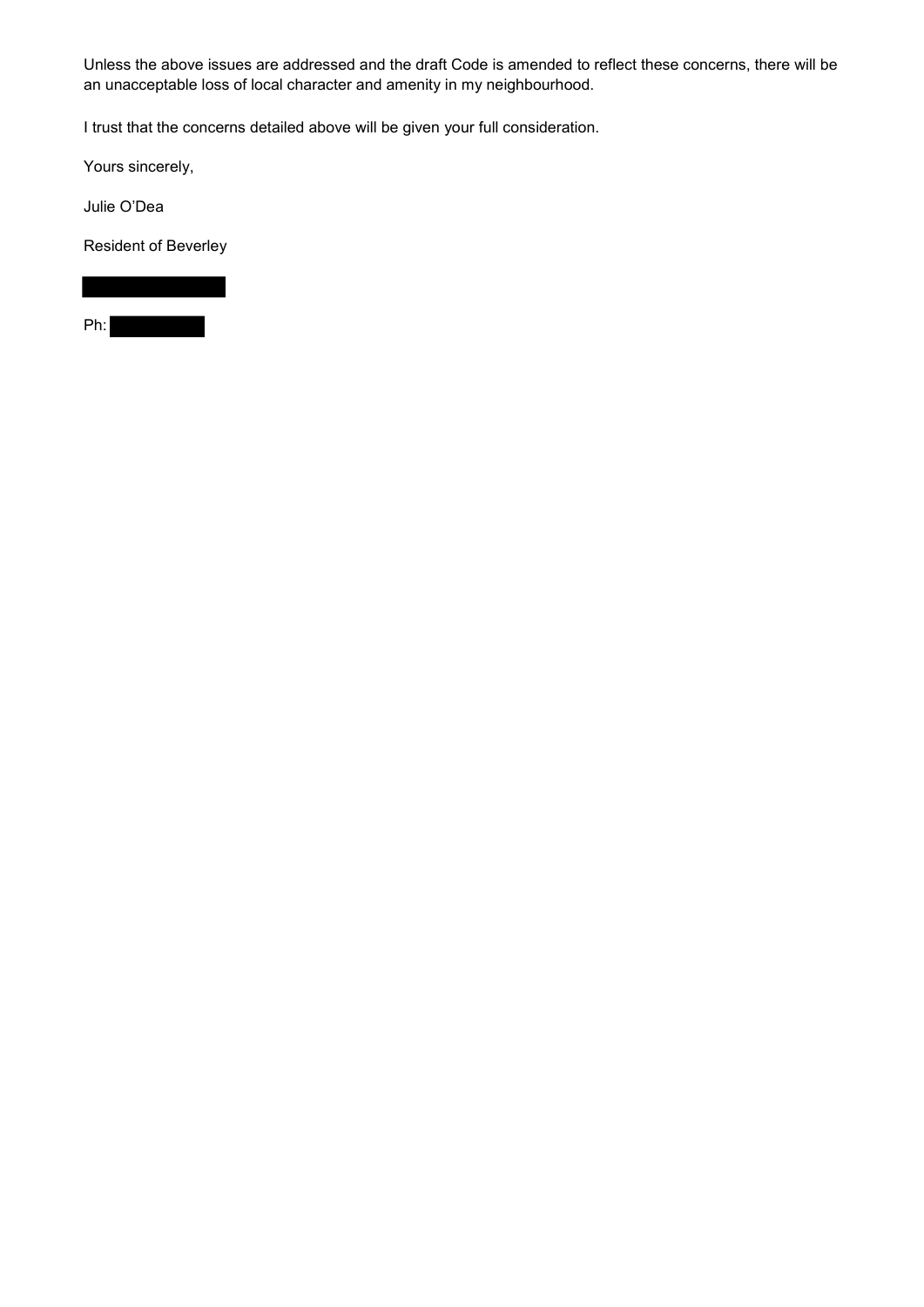Unless the above issues are addressed and the draft Code is amended to reflect these concerns, there will be an unacceptable loss of local character and amenity in my neighbourhood.

I trust that the concerns detailed above will be given your full consideration.

Yours sincerely,

Julie O'Dea

Resident of Beverley

Ph: